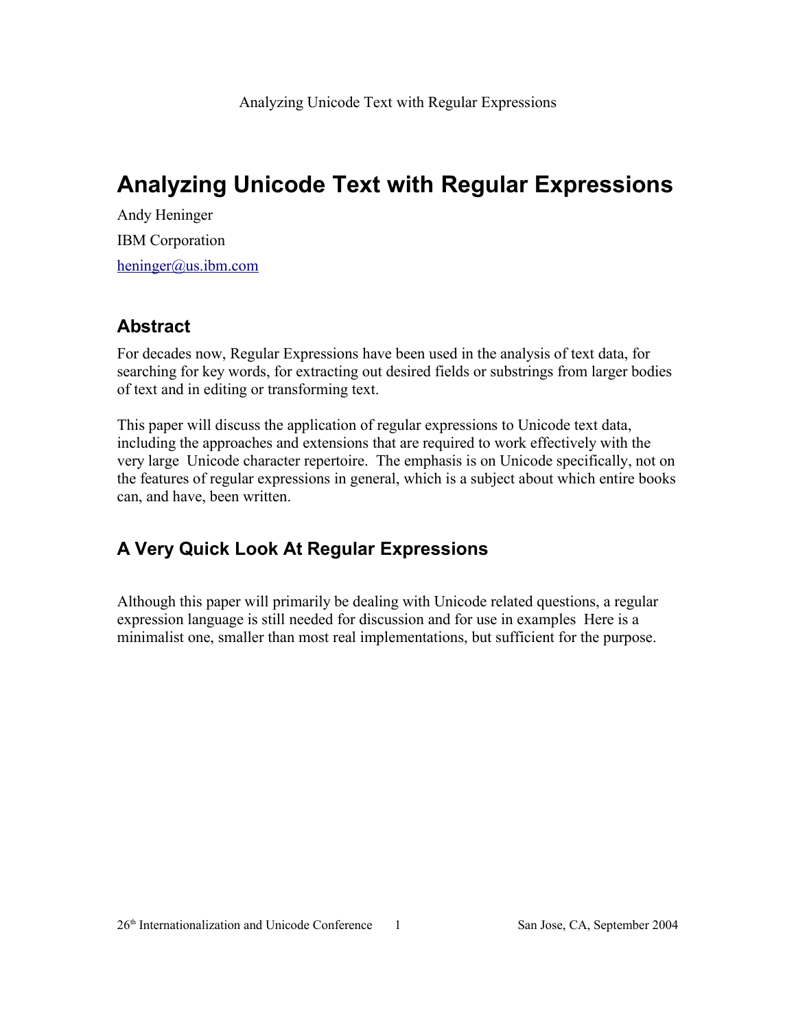# Analyzing Unicode Text with Regular Expressions

Andy Heninger

IBM Corporation

heninger@us.ibm.com

## Abstract

For decades now, Regular Expressions have been used in the analysis of text data, for searching for key words, for extracting out desired fields or substrings from larger bodies of text and in editing or transforming text.

This paper will discuss the application of regular expressions to Unicode text data, including the approaches and extensions that are required to work effectively with the very large Unicode character repertoire. The emphasis is on Unicode specifically, not on the features of regular expressions in general, which is a subject about which entire books can, and have, been written.

## A Very Quick Look At Regular Expressions

Although this paper will primarily be dealing with Unicode related questions, a regular expression language is still needed for discussion and for use in examples Here is a minimalist one, smaller than most real implementations, but sufficient for the purpose.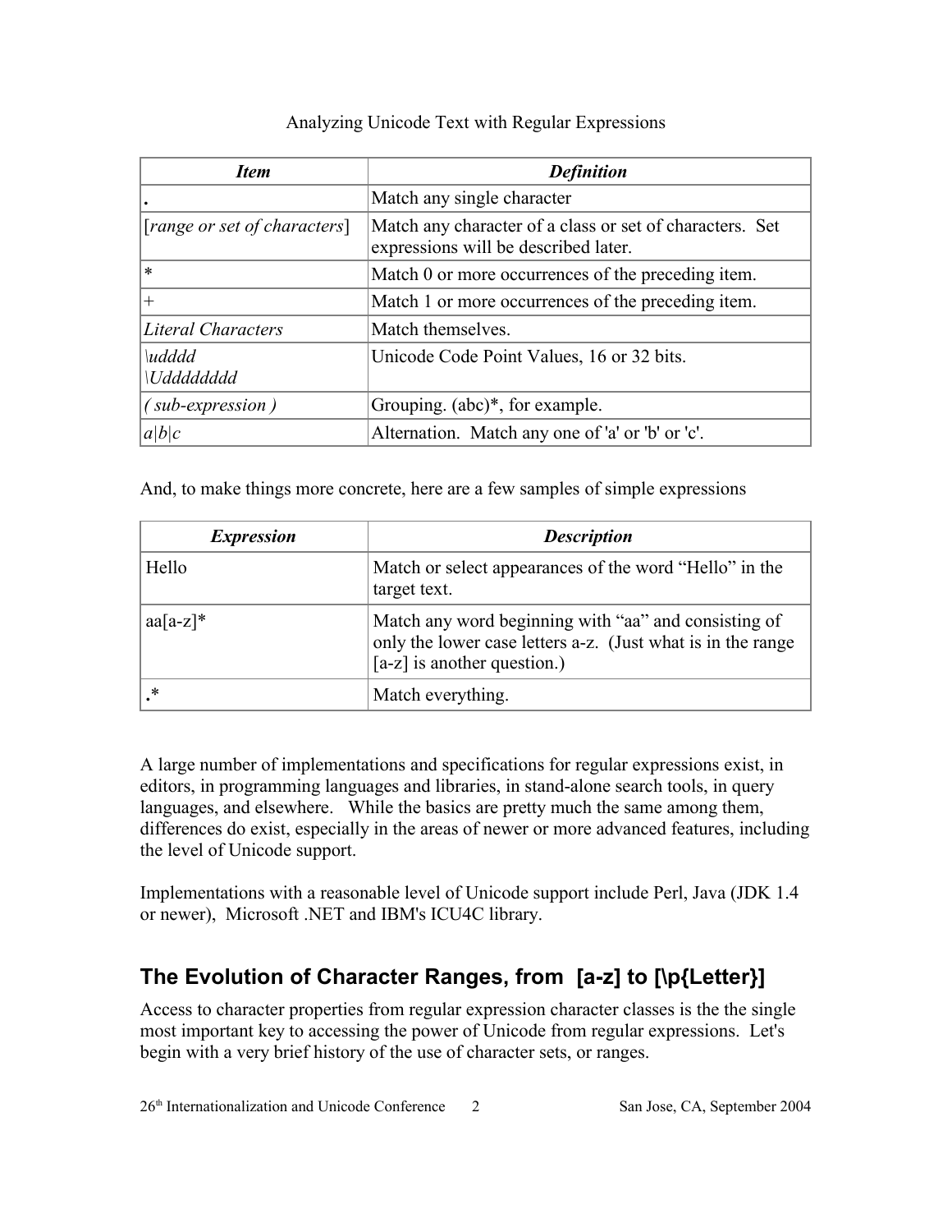| *Item* | *Definition* |
|---|---|
| . | Match any single character |
| [*range or set of characters*] | Match any character of a class or set of characters. Set expressions will be described later. |
| * | Match 0 or more occurrences of the preceding item. |
| + | Match 1 or more occurrences of the preceding item. |
| *Literal Characters* | Match themselves. |
| *\udddd*<br>*\Udddddddd* | Unicode Code Point Values, 16 or 32 bits. |
| *( sub-expression )* | Grouping. (abc)*, for example. |
| *a\|b\|c* | Alternation. Match any one of 'a' or 'b' or 'c'. |

And, to make things more concrete, here are a few samples of simple expressions

| *Expression* | *Description* |
|---|---|
| Hello | Match or select appearances of the word "Hello" in the target text. |
| aa[a-z]* | Match any word beginning with "aa" and consisting of only the lower case letters a-z. (Just what is in the range [a-z] is another question.) |
| .* | Match everything. |

A large number of implementations and specifications for regular expressions exist, in editors, in programming languages and libraries, in stand-alone search tools, in query languages, and elsewhere. While the basics are pretty much the same among them, differences do exist, especially in the areas of newer or more advanced features, including the level of Unicode support.

Implementations with a reasonable level of Unicode support include Perl, Java (JDK 1.4 or newer), Microsoft .NET and IBM's ICU4C library.

## The Evolution of Character Ranges, from [a-z] to [\p{Letter}]

Access to character properties from regular expression character classes is the the single most important key to accessing the power of Unicode from regular expressions. Let's begin with a very brief history of the use of character sets, or ranges.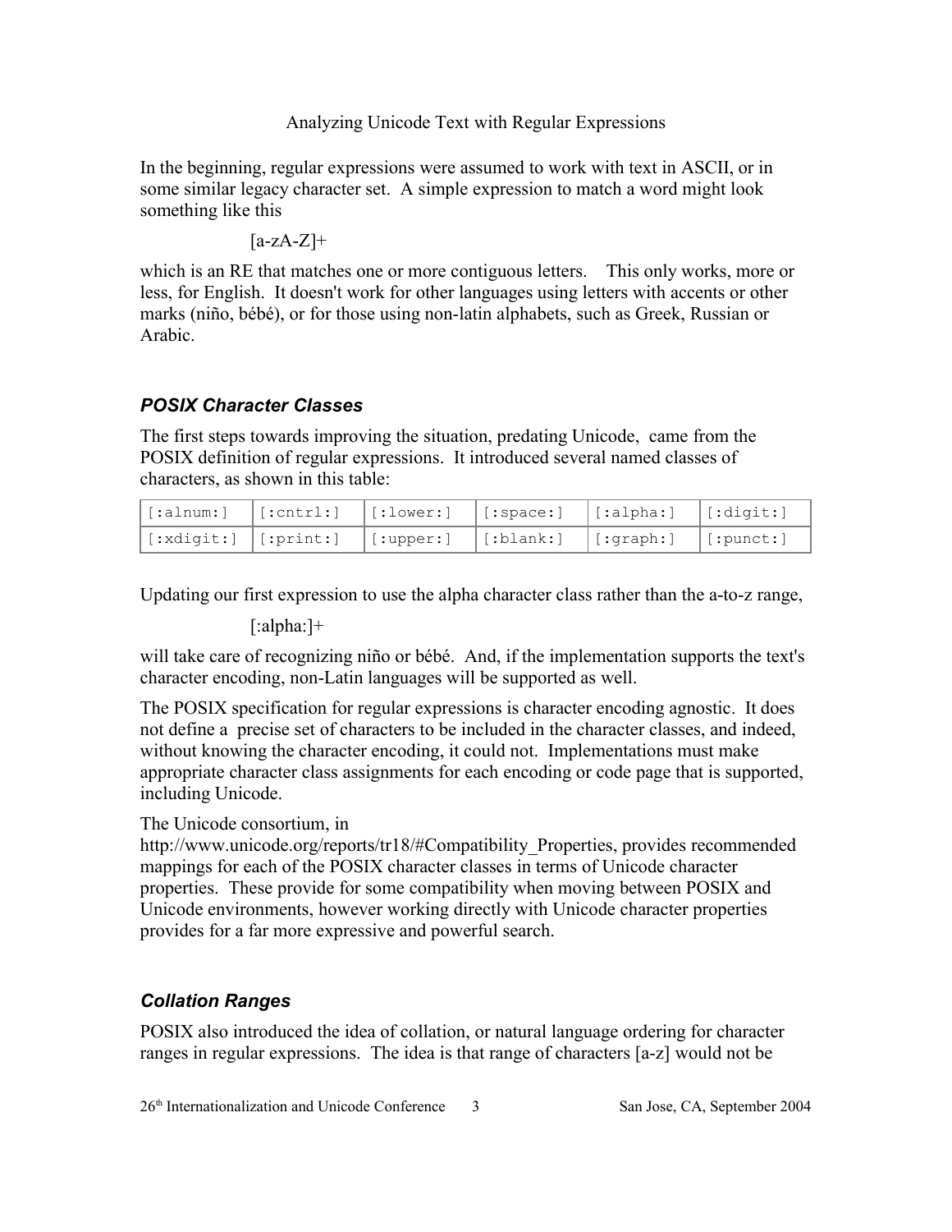Analyzing Unicode Text with Regular Expressions

In the beginning, regular expressions were assumed to work with text in ASCII, or in some similar legacy character set. A simple expression to match a word might look something like this

```
[a-zA-Z]+
```

which is an RE that matches one or more contiguous letters. This only works, more or less, for English. It doesn't work for other languages using letters with accents or other marks (niño, bébé), or for those using non-latin alphabets, such as Greek, Russian or Arabic.

### *POSIX Character Classes*

The first steps towards improving the situation, predating Unicode, came from the POSIX definition of regular expressions. It introduced several named classes of characters, as shown in this table:

| | | | | | |
|---|---|---|---|---|---|
| `[:alnum:]` | `[:cntrl:]` | `[:lower:]` | `[:space:]` | `[:alpha:]` | `[:digit:]` |
| `[:xdigit:]` | `[:print:]` | `[:upper:]` | `[:blank:]` | `[:graph:]` | `[:punct:]` |

Updating our first expression to use the alpha character class rather than the a-to-z range,

```
[:alpha:]+
```

will take care of recognizing niño or bébé. And, if the implementation supports the text's character encoding, non-Latin languages will be supported as well.

The POSIX specification for regular expressions is character encoding agnostic. It does not define a precise set of characters to be included in the character classes, and indeed, without knowing the character encoding, it could not. Implementations must make appropriate character class assignments for each encoding or code page that is supported, including Unicode.

The Unicode consortium, in http://www.unicode.org/reports/tr18/#Compatibility_Properties, provides recommended mappings for each of the POSIX character classes in terms of Unicode character properties. These provide for some compatibility when moving between POSIX and Unicode environments, however working directly with Unicode character properties provides for a far more expressive and powerful search.

### *Collation Ranges*

POSIX also introduced the idea of collation, or natural language ordering for character ranges in regular expressions. The idea is that range of characters [a-z] would not be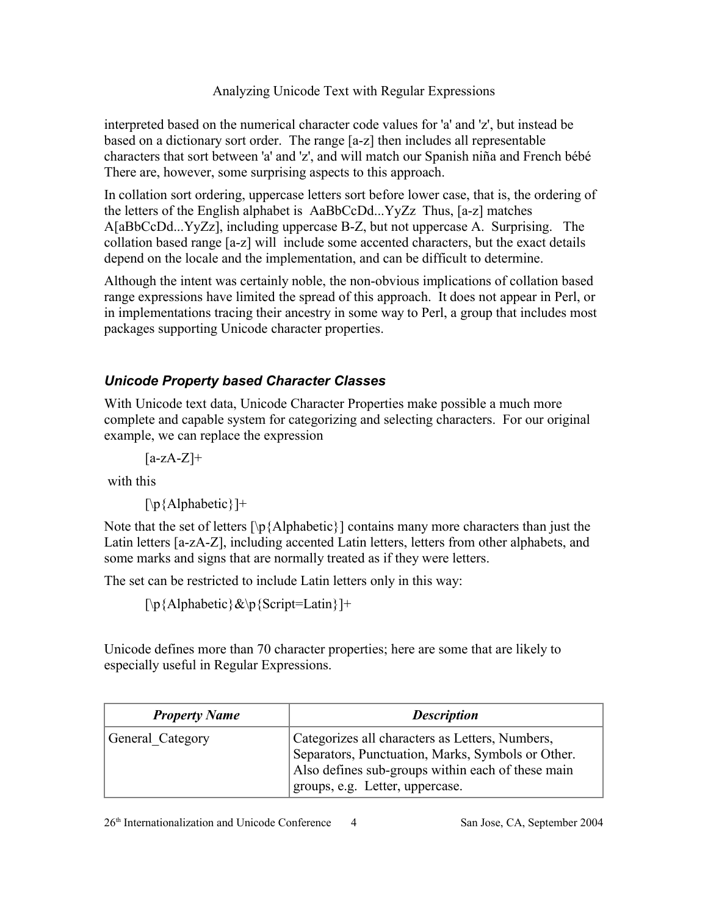interpreted based on the numerical character code values for 'a' and 'z', but instead be based on a dictionary sort order. The range [a-z] then includes all representable characters that sort between 'a' and 'z', and will match our Spanish niña and French bébé There are, however, some surprising aspects to this approach.

In collation sort ordering, uppercase letters sort before lower case, that is, the ordering of the letters of the English alphabet is AaBbCcDd...YyZz Thus, [a-z] matches A[aBbCcDd...YyZz], including uppercase B-Z, but not uppercase A. Surprising. The collation based range [a-z] will include some accented characters, but the exact details depend on the locale and the implementation, and can be difficult to determine.

Although the intent was certainly noble, the non-obvious implications of collation based range expressions have limited the spread of this approach. It does not appear in Perl, or in implementations tracing their ancestry in some way to Perl, a group that includes most packages supporting Unicode character properties.

### *Unicode Property based Character Classes*

With Unicode text data, Unicode Character Properties make possible a much more complete and capable system for categorizing and selecting characters. For our original example, we can replace the expression

```
[a-zA-Z]+
```

with this

```
[\p{Alphabetic}]+
```

Note that the set of letters [\p{Alphabetic}] contains many more characters than just the Latin letters [a-zA-Z], including accented Latin letters, letters from other alphabets, and some marks and signs that are normally treated as if they were letters.

The set can be restricted to include Latin letters only in this way:

```
[\p{Alphabetic}&\p{Script=Latin}]+
```

Unicode defines more than 70 character properties; here are some that are likely to especially useful in Regular Expressions.

| ***Property Name*** | ***Description*** |
|---|---|
| General_Category | Categorizes all characters as Letters, Numbers, Separators, Punctuation, Marks, Symbols or Other. Also defines sub-groups within each of these main groups, e.g. Letter, uppercase. |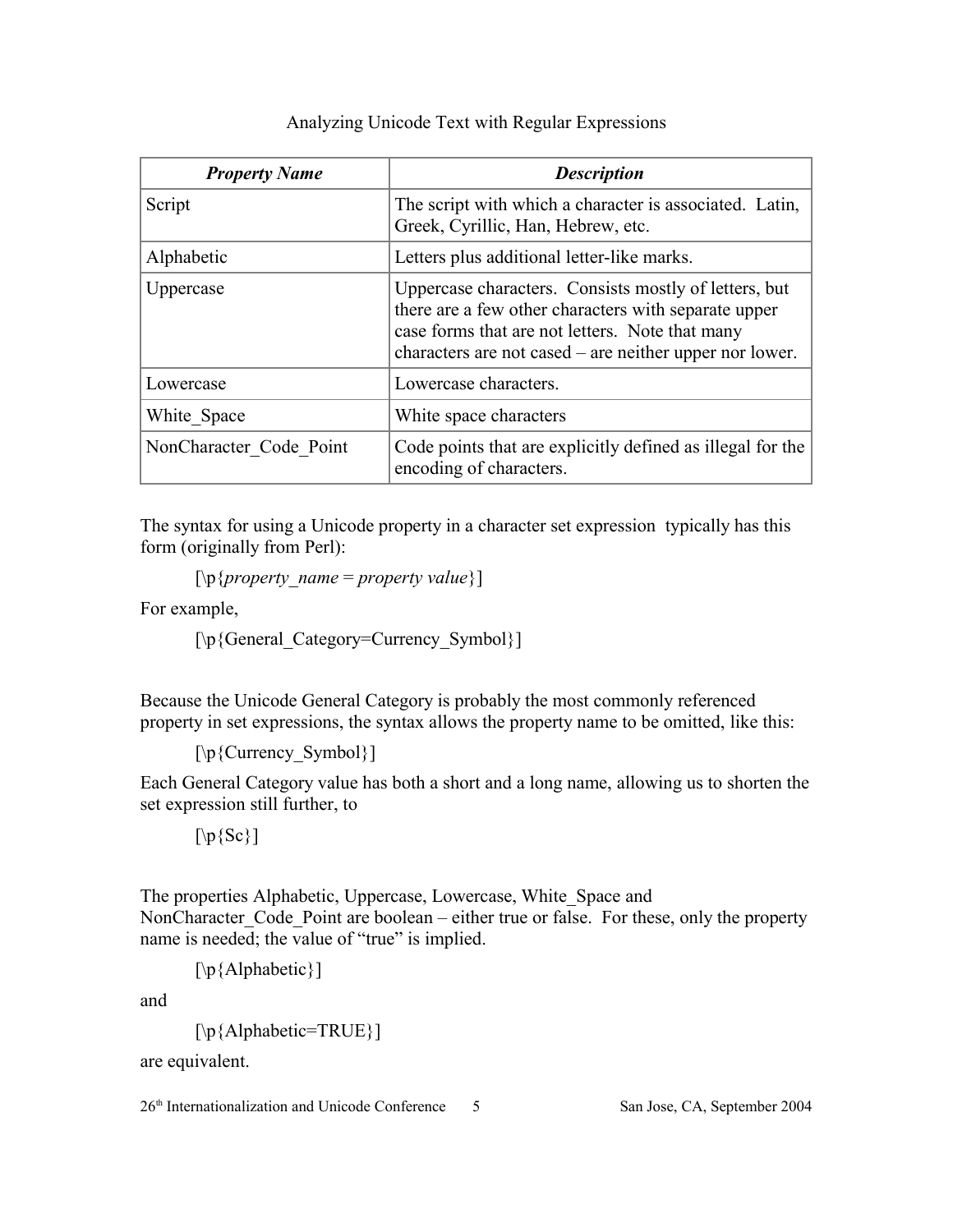| ***Property Name*** | ***Description*** |
| --- | --- |
| Script | The script with which a character is associated. Latin, Greek, Cyrillic, Han, Hebrew, etc. |
| Alphabetic | Letters plus additional letter-like marks. |
| Uppercase | Uppercase characters. Consists mostly of letters, but there are a few other characters with separate upper case forms that are not letters. Note that many characters are not cased – are neither upper nor lower. |
| Lowercase | Lowercase characters. |
| White_Space | White space characters |
| NonCharacter_Code_Point | Code points that are explicitly defined as illegal for the encoding of characters. |

The syntax for using a Unicode property in a character set expression typically has this form (originally from Perl):

> [\p{*property_name* = *property value*}]

For example,

> [\p{General_Category=Currency_Symbol}]

Because the Unicode General Category is probably the most commonly referenced property in set expressions, the syntax allows the property name to be omitted, like this:

> [\p{Currency_Symbol}]

Each General Category value has both a short and a long name, allowing us to shorten the set expression still further, to

> [\p{Sc}]

The properties Alphabetic, Uppercase, Lowercase, White_Space and NonCharacter_Code_Point are boolean – either true or false. For these, only the property name is needed; the value of "true" is implied.

> [\p{Alphabetic}]

and

> [\p{Alphabetic=TRUE}]

are equivalent.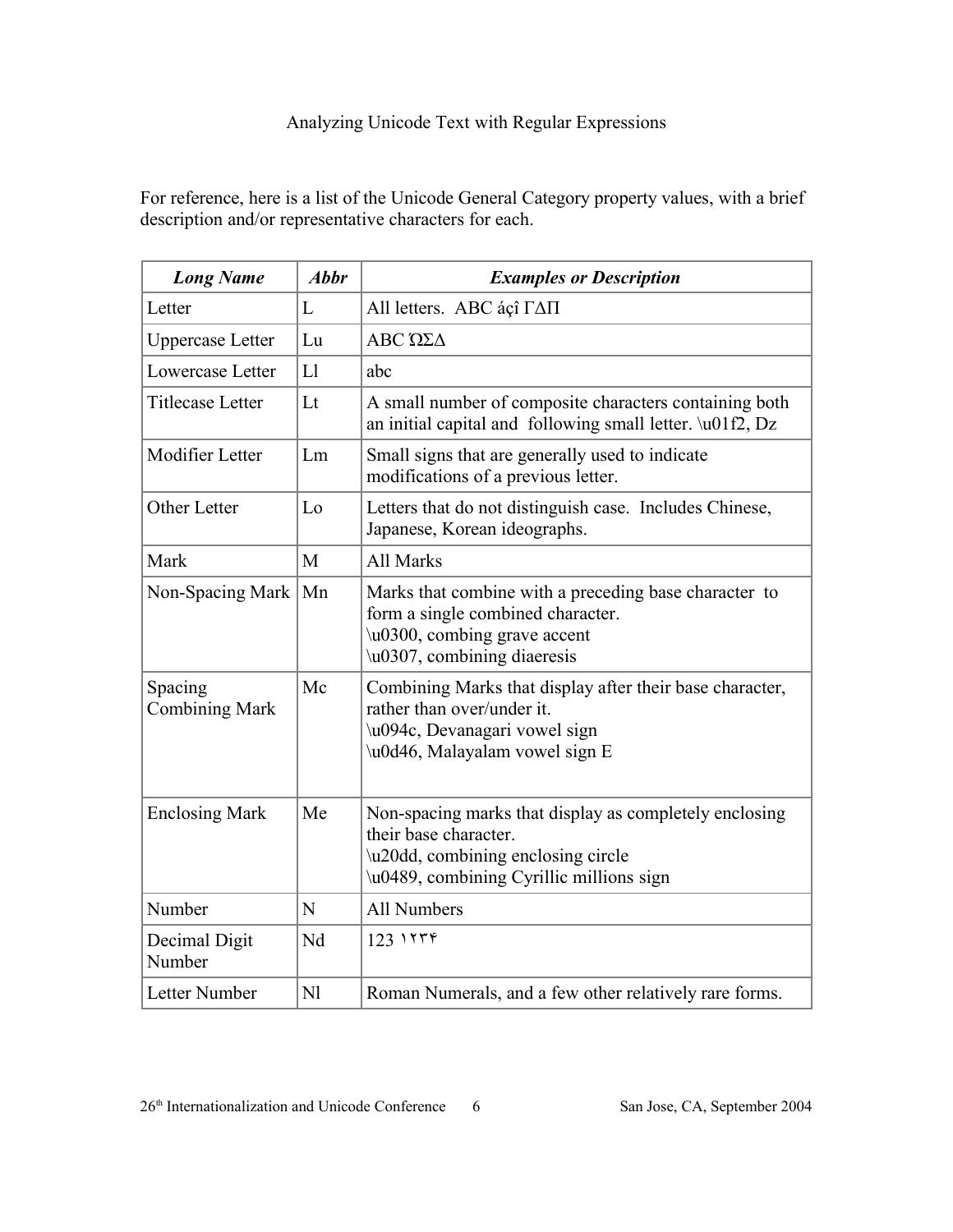For reference, here is a list of the Unicode General Category property values, with a brief description and/or representative characters for each.

| ***Long Name*** | ***Abbr*** | ***Examples or Description*** |
|---|---|---|
| Letter | L | All letters. ABC áçî ΓΔΠ |
| Uppercase Letter | Lu | ABC ΏΣΔ |
| Lowercase Letter | Ll | abc |
| Titlecase Letter | Lt | A small number of composite characters containing both an initial capital and following small letter. \u01f2, Dz |
| Modifier Letter | Lm | Small signs that are generally used to indicate modifications of a previous letter. |
| Other Letter | Lo | Letters that do not distinguish case. Includes Chinese, Japanese, Korean ideographs. |
| Mark | M | All Marks |
| Non-Spacing Mark | Mn | Marks that combine with a preceding base character to form a single combined character.<br>\u0300, combing grave accent<br>\u0307, combining diaeresis |
| Spacing Combining Mark | Mc | Combining Marks that display after their base character, rather than over/under it.<br>\u094c, Devanagari vowel sign<br>\u0d46, Malayalam vowel sign E |
| Enclosing Mark | Me | Non-spacing marks that display as completely enclosing their base character.<br>\u20dd, combining enclosing circle<br>\u0489, combining Cyrillic millions sign |
| Number | N | All Numbers |
| Decimal Digit Number | Nd | 123 ١٢٣۴ |
| Letter Number | Nl | Roman Numerals, and a few other relatively rare forms. |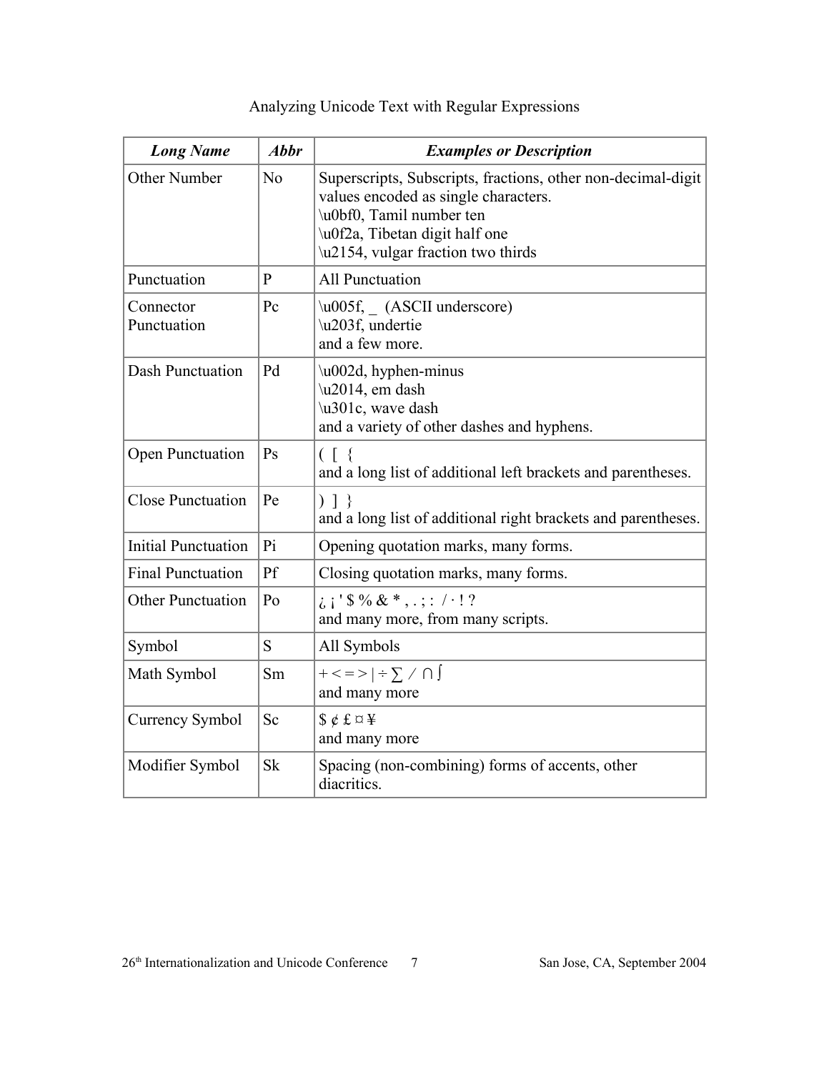| *Long Name* | *Abbr* | *Examples or Description* |
|---|---|---|
| Other Number | No | Superscripts, Subscripts, fractions, other non-decimal-digit values encoded as single characters.<br>\u0bf0, Tamil number ten<br>\u0f2a, Tibetan digit half one<br>\u2154, vulgar fraction two thirds |
| Punctuation | P | All Punctuation |
| Connector Punctuation | Pc | \u005f, _ (ASCII underscore)<br>\u203f, undertie<br>and a few more. |
| Dash Punctuation | Pd | \u002d, hyphen-minus<br>\u2014, em dash<br>\u301c, wave dash<br>and a variety of other dashes and hyphens. |
| Open Punctuation | Ps | ( [ {<br>and a long list of additional left brackets and parentheses. |
| Close Punctuation | Pe | ) ] }<br>and a long list of additional right brackets and parentheses. |
| Initial Punctuation | Pi | Opening quotation marks, many forms. |
| Final Punctuation | Pf | Closing quotation marks, many forms. |
| Other Punctuation | Po | ¿ ¡ ' $ % & * , . ; : / · ! ?<br>and many more, from many scripts. |
| Symbol | S | All Symbols |
| Math Symbol | Sm | + < = > \| ÷ ∑ ⁄ ∩ ∫<br>and many more |
| Currency Symbol | Sc | $ ¢ £ ¤ ¥<br>and many more |
| Modifier Symbol | Sk | Spacing (non-combining) forms of accents, other diacritics. |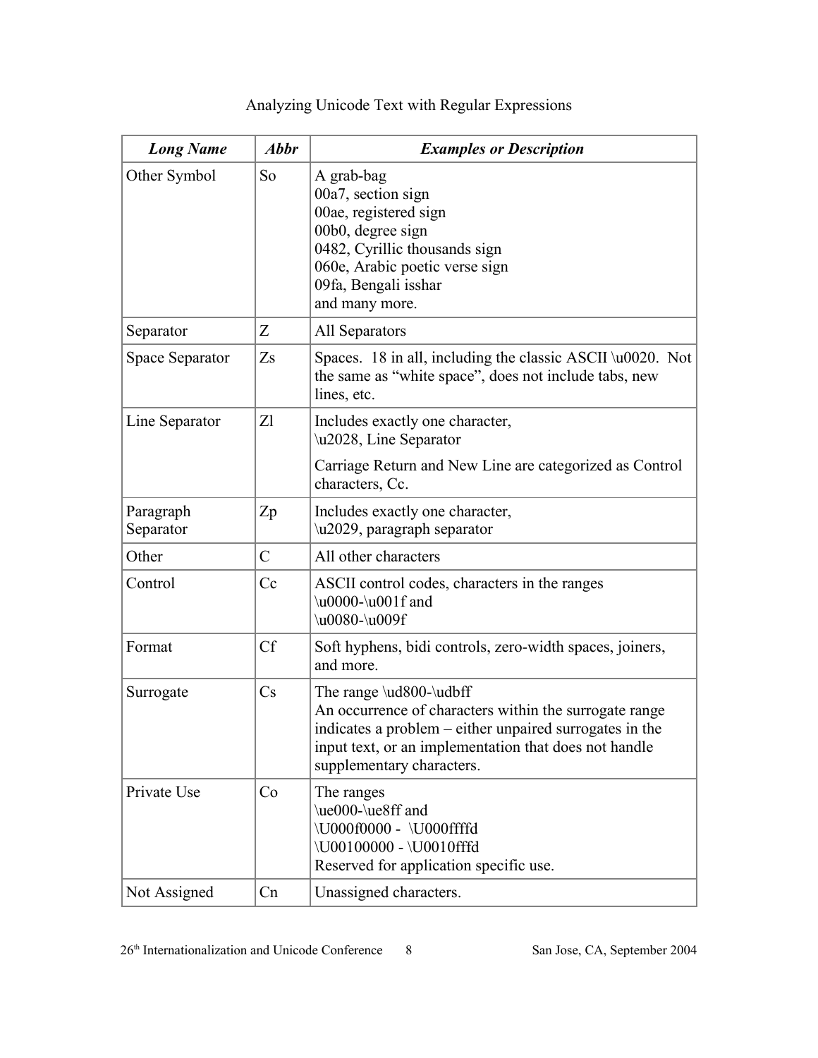| *Long Name* | *Abbr* | *Examples or Description* |
|---|---|---|
| Other Symbol | So | A grab-bag<br>00a7, section sign<br>00ae, registered sign<br>00b0, degree sign<br>0482, Cyrillic thousands sign<br>060e, Arabic poetic verse sign<br>09fa, Bengali isshar<br>and many more. |
| Separator | Z | All Separators |
| Space Separator | Zs | Spaces. 18 in all, including the classic ASCII \u0020. Not the same as "white space", does not include tabs, new lines, etc. |
| Line Separator | Zl | Includes exactly one character,<br>\u2028, Line Separator<br><br>Carriage Return and New Line are categorized as Control characters, Cc. |
| Paragraph Separator | Zp | Includes exactly one character,<br>\u2029, paragraph separator |
| Other | C | All other characters |
| Control | Cc | ASCII control codes, characters in the ranges<br>\u0000-\u001f and<br>\u0080-\u009f |
| Format | Cf | Soft hyphens, bidi controls, zero-width spaces, joiners, and more. |
| Surrogate | Cs | The range \ud800-\udbff<br>An occurrence of characters within the surrogate range indicates a problem – either unpaired surrogates in the input text, or an implementation that does not handle supplementary characters. |
| Private Use | Co | The ranges<br>\ue000-\ue8ff and<br>\U000f0000 - \U000ffffd<br>\U00100000 - \U0010fffd<br>Reserved for application specific use. |
| Not Assigned | Cn | Unassigned characters. |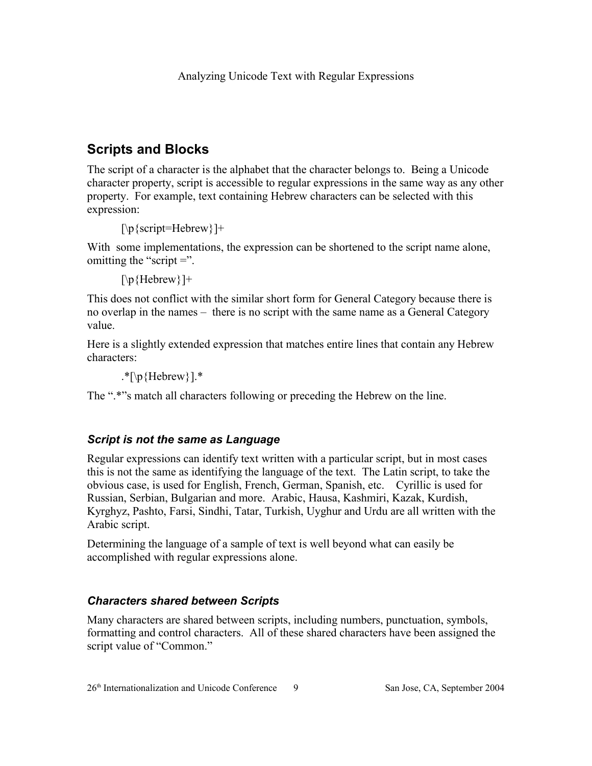## Scripts and Blocks

The script of a character is the alphabet that the character belongs to. Being a Unicode character property, script is accessible to regular expressions in the same way as any other property. For example, text containing Hebrew characters can be selected with this expression:

```
[\p{script=Hebrew}]+
```

With some implementations, the expression can be shortened to the script name alone, omitting the "script =".

```
[\p{Hebrew}]+
```

This does not conflict with the similar short form for General Category because there is no overlap in the names – there is no script with the same name as a General Category value.

Here is a slightly extended expression that matches entire lines that contain any Hebrew characters:

```
.*[\p{Hebrew}].*
```

The ".*"s match all characters following or preceding the Hebrew on the line.

### *Script is not the same as Language*

Regular expressions can identify text written with a particular script, but in most cases this is not the same as identifying the language of the text. The Latin script, to take the obvious case, is used for English, French, German, Spanish, etc. Cyrillic is used for Russian, Serbian, Bulgarian and more. Arabic, Hausa, Kashmiri, Kazak, Kurdish, Kyrghyz, Pashto, Farsi, Sindhi, Tatar, Turkish, Uyghur and Urdu are all written with the Arabic script.

Determining the language of a sample of text is well beyond what can easily be accomplished with regular expressions alone.

### *Characters shared between Scripts*

Many characters are shared between scripts, including numbers, punctuation, symbols, formatting and control characters. All of these shared characters have been assigned the script value of "Common."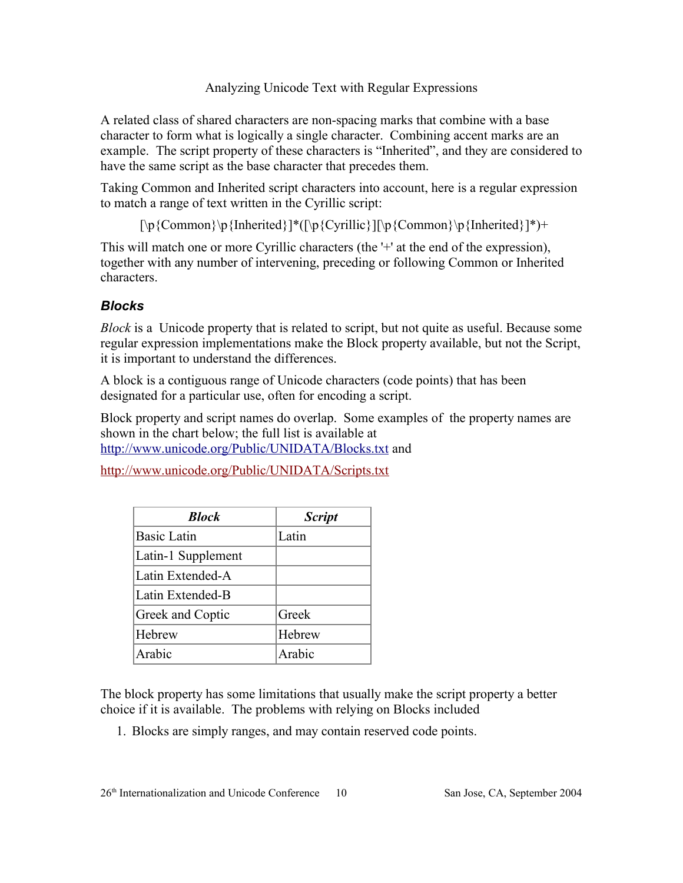A related class of shared characters are non-spacing marks that combine with a base character to form what is logically a single character. Combining accent marks are an example. The script property of these characters is "Inherited", and they are considered to have the same script as the base character that precedes them.

Taking Common and Inherited script characters into account, here is a regular expression to match a range of text written in the Cyrillic script:

```
[\p{Common}\p{Inherited}]*([\p{Cyrillic}][\p{Common}\p{Inherited}]*)+
```

This will match one or more Cyrillic characters (the '+' at the end of the expression), together with any number of intervening, preceding or following Common or Inherited characters.

### *Blocks*

*Block* is a Unicode property that is related to script, but not quite as useful. Because some regular expression implementations make the Block property available, but not the Script, it is important to understand the differences.

A block is a contiguous range of Unicode characters (code points) that has been designated for a particular use, often for encoding a script.

Block property and script names do overlap. Some examples of the property names are shown in the chart below; the full list is available at http://www.unicode.org/Public/UNIDATA/Blocks.txt and

http://www.unicode.org/Public/UNIDATA/Scripts.txt

| ***Block*** | ***Script*** |
|---|---|
| Basic Latin | Latin |
| Latin-1 Supplement | |
| Latin Extended-A | |
| Latin Extended-B | |
| Greek and Coptic | Greek |
| Hebrew | Hebrew |
| Arabic | Arabic |

The block property has some limitations that usually make the script property a better choice if it is available. The problems with relying on Blocks included

1. Blocks are simply ranges, and may contain reserved code points.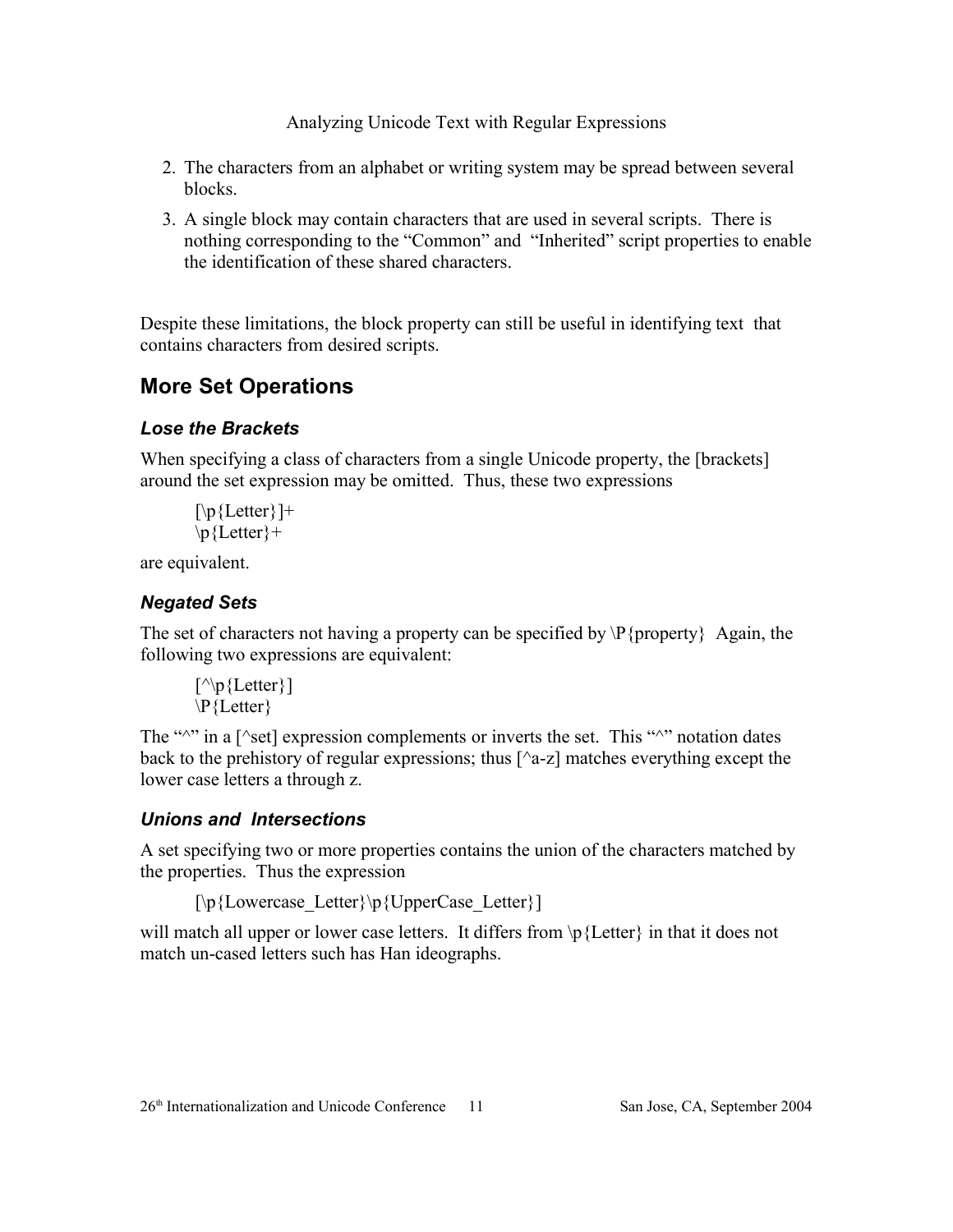2. The characters from an alphabet or writing system may be spread between several blocks.
3. A single block may contain characters that are used in several scripts. There is nothing corresponding to the "Common" and "Inherited" script properties to enable the identification of these shared characters.

Despite these limitations, the block property can still be useful in identifying text that contains characters from desired scripts.

## More Set Operations

### *Lose the Brackets*

When specifying a class of characters from a single Unicode property, the [brackets] around the set expression may be omitted. Thus, these two expressions

```
[\p{Letter}]+
\p{Letter}+
```

are equivalent.

### *Negated Sets*

The set of characters not having a property can be specified by \P{property} Again, the following two expressions are equivalent:

```
[^\p{Letter}]
\P{Letter}
```

The "^" in a [^set] expression complements or inverts the set. This "^" notation dates back to the prehistory of regular expressions; thus [^a-z] matches everything except the lower case letters a through z.

### *Unions and Intersections*

A set specifying two or more properties contains the union of the characters matched by the properties. Thus the expression

```
[\p{Lowercase_Letter}\p{UpperCase_Letter}]
```

will match all upper or lower case letters. It differs from \p{Letter} in that it does not match un-cased letters such has Han ideographs.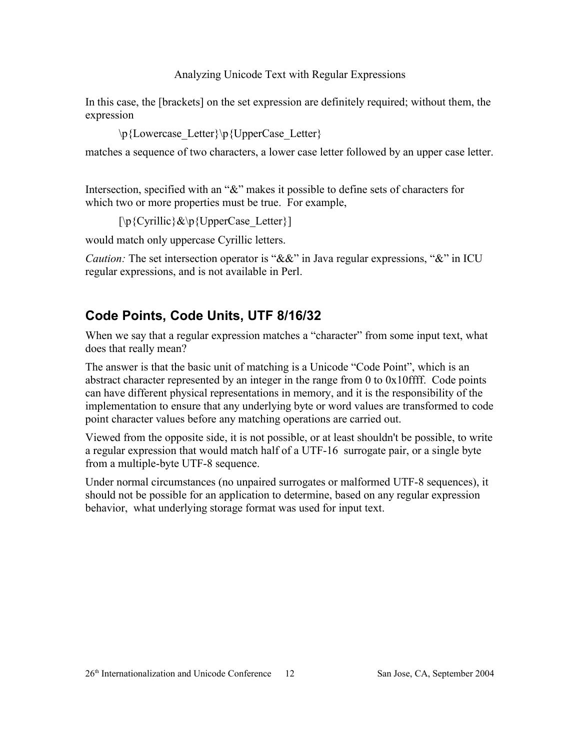In this case, the [brackets] on the set expression are definitely required; without them, the expression

```
\p{Lowercase_Letter}\p{UpperCase_Letter}
```

matches a sequence of two characters, a lower case letter followed by an upper case letter.

Intersection, specified with an "&" makes it possible to define sets of characters for which two or more properties must be true. For example,

```
[\p{Cyrillic}&\p{UpperCase_Letter}]
```

would match only uppercase Cyrillic letters.

*Caution:* The set intersection operator is "&&" in Java regular expressions, "&" in ICU regular expressions, and is not available in Perl.

## Code Points, Code Units, UTF 8/16/32

When we say that a regular expression matches a "character" from some input text, what does that really mean?

The answer is that the basic unit of matching is a Unicode "Code Point", which is an abstract character represented by an integer in the range from 0 to 0x10ffff. Code points can have different physical representations in memory, and it is the responsibility of the implementation to ensure that any underlying byte or word values are transformed to code point character values before any matching operations are carried out.

Viewed from the opposite side, it is not possible, or at least shouldn't be possible, to write a regular expression that would match half of a UTF-16 surrogate pair, or a single byte from a multiple-byte UTF-8 sequence.

Under normal circumstances (no unpaired surrogates or malformed UTF-8 sequences), it should not be possible for an application to determine, based on any regular expression behavior, what underlying storage format was used for input text.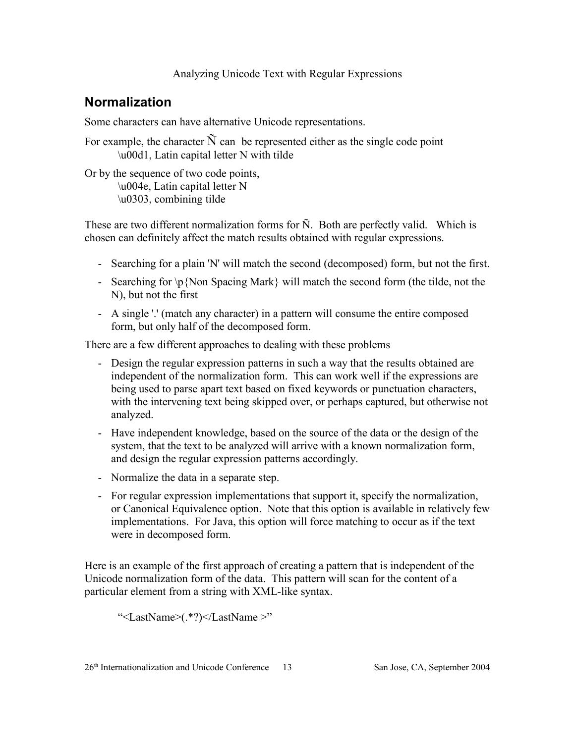## Normalization

Some characters can have alternative Unicode representations.

For example, the character Ñ can be represented either as the single code point
\u00d1, Latin capital letter N with tilde

Or by the sequence of two code points,
\u004e, Latin capital letter N
\u0303, combining tilde

These are two different normalization forms for Ñ. Both are perfectly valid. Which is chosen can definitely affect the match results obtained with regular expressions.

- Searching for a plain 'N' will match the second (decomposed) form, but not the first.
- Searching for \p{Non Spacing Mark} will match the second form (the tilde, not the N), but not the first
- A single '.' (match any character) in a pattern will consume the entire composed form, but only half of the decomposed form.

There are a few different approaches to dealing with these problems

- Design the regular expression patterns in such a way that the results obtained are independent of the normalization form. This can work well if the expressions are being used to parse apart text based on fixed keywords or punctuation characters, with the intervening text being skipped over, or perhaps captured, but otherwise not analyzed.
- Have independent knowledge, based on the source of the data or the design of the system, that the text to be analyzed will arrive with a known normalization form, and design the regular expression patterns accordingly.
- Normalize the data in a separate step.
- For regular expression implementations that support it, specify the normalization, or Canonical Equivalence option. Note that this option is available in relatively few implementations. For Java, this option will force matching to occur as if the text were in decomposed form.

Here is an example of the first approach of creating a pattern that is independent of the Unicode normalization form of the data. This pattern will scan for the content of a particular element from a string with XML-like syntax.

```
"<LastName>(.*?)</LastName >"
```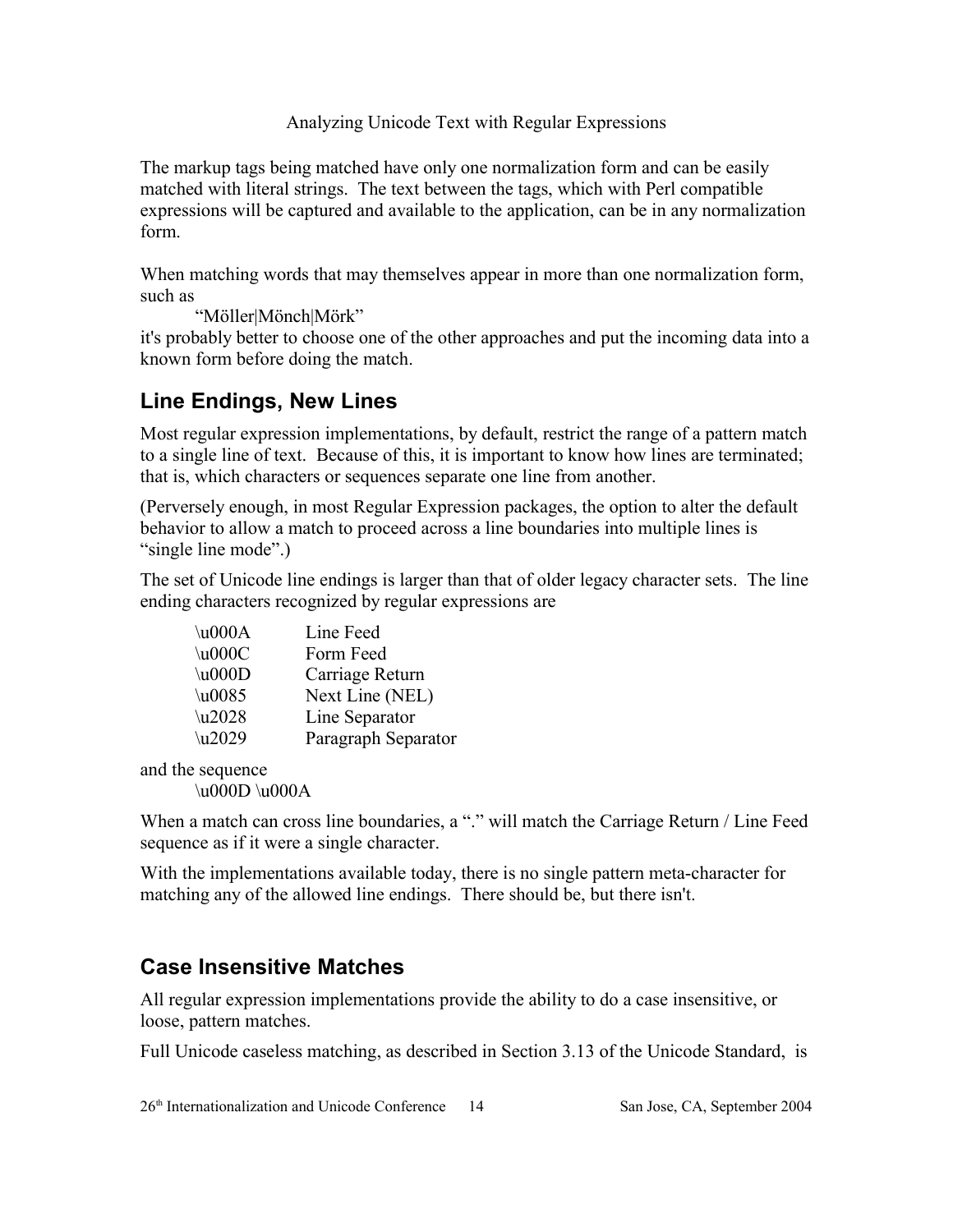The markup tags being matched have only one normalization form and can be easily matched with literal strings. The text between the tags, which with Perl compatible expressions will be captured and available to the application, can be in any normalization form.

When matching words that may themselves appear in more than one normalization form, such as

“Möller|Mönch|Mörk”

it's probably better to choose one of the other approaches and put the incoming data into a known form before doing the match.

## Line Endings, New Lines

Most regular expression implementations, by default, restrict the range of a pattern match to a single line of text. Because of this, it is important to know how lines are terminated; that is, which characters or sequences separate one line from another.

(Perversely enough, in most Regular Expression packages, the option to alter the default behavior to allow a match to proceed across a line boundaries into multiple lines is “single line mode”.)

The set of Unicode line endings is larger than that of older legacy character sets. The line ending characters recognized by regular expressions are

| | |
|---|---|
| \u000A | Line Feed |
| \u000C | Form Feed |
| \u000D | Carriage Return |
| \u0085 | Next Line (NEL) |
| \u2028 | Line Separator |
| \u2029 | Paragraph Separator |

and the sequence

\u000D \u000A

When a match can cross line boundaries, a “.” will match the Carriage Return / Line Feed sequence as if it were a single character.

With the implementations available today, there is no single pattern meta-character for matching any of the allowed line endings. There should be, but there isn't.

## Case Insensitive Matches

All regular expression implementations provide the ability to do a case insensitive, or loose, pattern matches.

Full Unicode caseless matching, as described in Section 3.13 of the Unicode Standard, is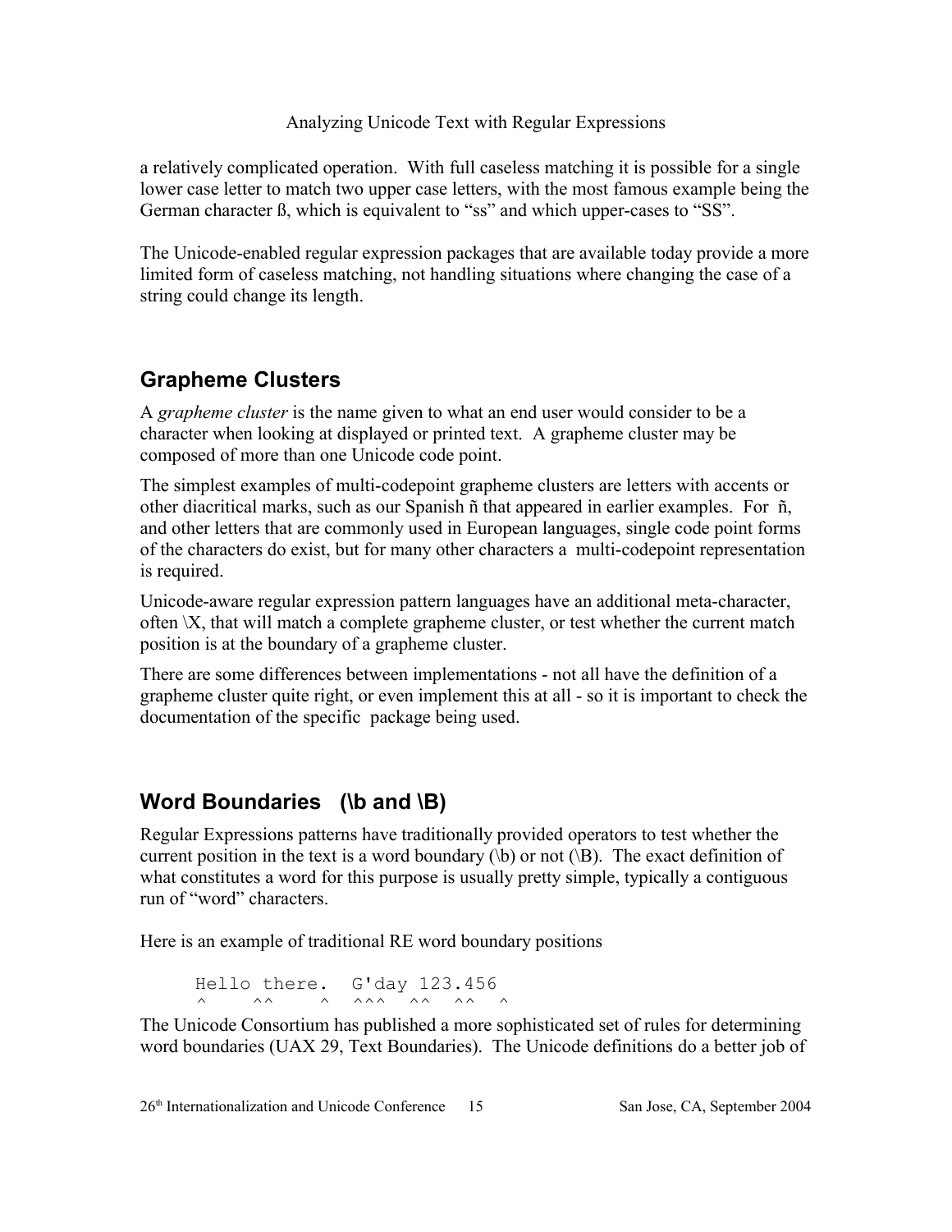a relatively complicated operation. With full caseless matching it is possible for a single lower case letter to match two upper case letters, with the most famous example being the German character ß, which is equivalent to “ss” and which upper-cases to “SS”.

The Unicode-enabled regular expression packages that are available today provide a more limited form of caseless matching, not handling situations where changing the case of a string could change its length.

## Grapheme Clusters

A *grapheme cluster* is the name given to what an end user would consider to be a character when looking at displayed or printed text. A grapheme cluster may be composed of more than one Unicode code point.

The simplest examples of multi-codepoint grapheme clusters are letters with accents or other diacritical marks, such as our Spanish ñ that appeared in earlier examples. For ñ, and other letters that are commonly used in European languages, single code point forms of the characters do exist, but for many other characters a multi-codepoint representation is required.

Unicode-aware regular expression pattern languages have an additional meta-character, often \X, that will match a complete grapheme cluster, or test whether the current match position is at the boundary of a grapheme cluster.

There are some differences between implementations - not all have the definition of a grapheme cluster quite right, or even implement this at all - so it is important to check the documentation of the specific package being used.

## Word Boundaries (\b and \B)

Regular Expressions patterns have traditionally provided operators to test whether the current position in the text is a word boundary (\b) or not (\B). The exact definition of what constitutes a word for this purpose is usually pretty simple, typically a contiguous run of “word” characters.

Here is an example of traditional RE word boundary positions

```
Hello there.  G'day 123.456
^    ^^    ^  ^^^  ^^  ^^  ^
```

The Unicode Consortium has published a more sophisticated set of rules for determining word boundaries (UAX 29, Text Boundaries). The Unicode definitions do a better job of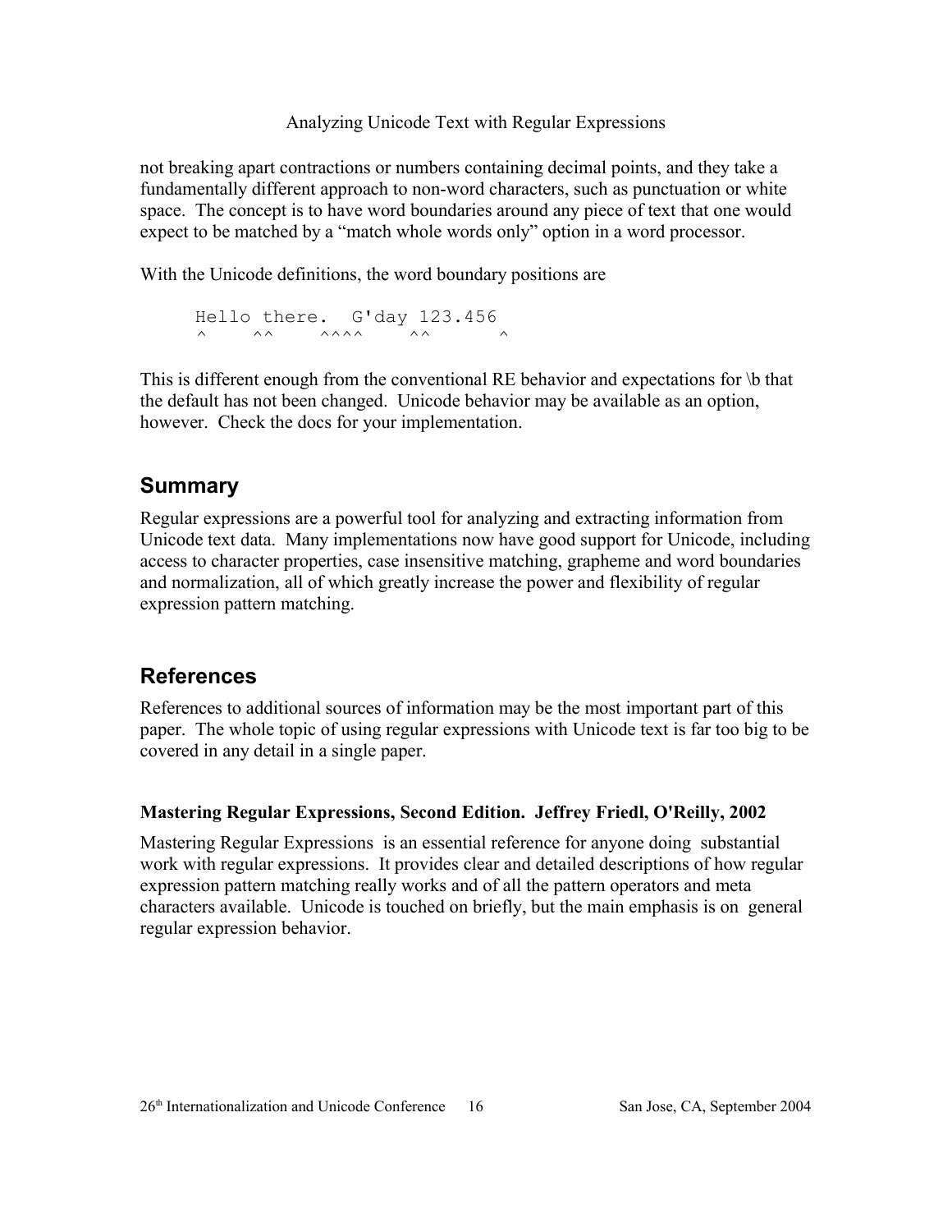not breaking apart contractions or numbers containing decimal points, and they take a fundamentally different approach to non-word characters, such as punctuation or white space. The concept is to have word boundaries around any piece of text that one would expect to be matched by a "match whole words only" option in a word processor.

With the Unicode definitions, the word boundary positions are

```
Hello there.  G'day 123.456
^    ^^    ^^^^    ^^      ^
```

This is different enough from the conventional RE behavior and expectations for \b that the default has not been changed. Unicode behavior may be available as an option, however. Check the docs for your implementation.

## Summary

Regular expressions are a powerful tool for analyzing and extracting information from Unicode text data. Many implementations now have good support for Unicode, including access to character properties, case insensitive matching, grapheme and word boundaries and normalization, all of which greatly increase the power and flexibility of regular expression pattern matching.

## References

References to additional sources of information may be the most important part of this paper. The whole topic of using regular expressions with Unicode text is far too big to be covered in any detail in a single paper.

### Mastering Regular Expressions, Second Edition. Jeffrey Friedl, O'Reilly, 2002

Mastering Regular Expressions is an essential reference for anyone doing substantial work with regular expressions. It provides clear and detailed descriptions of how regular expression pattern matching really works and of all the pattern operators and meta characters available. Unicode is touched on briefly, but the main emphasis is on general regular expression behavior.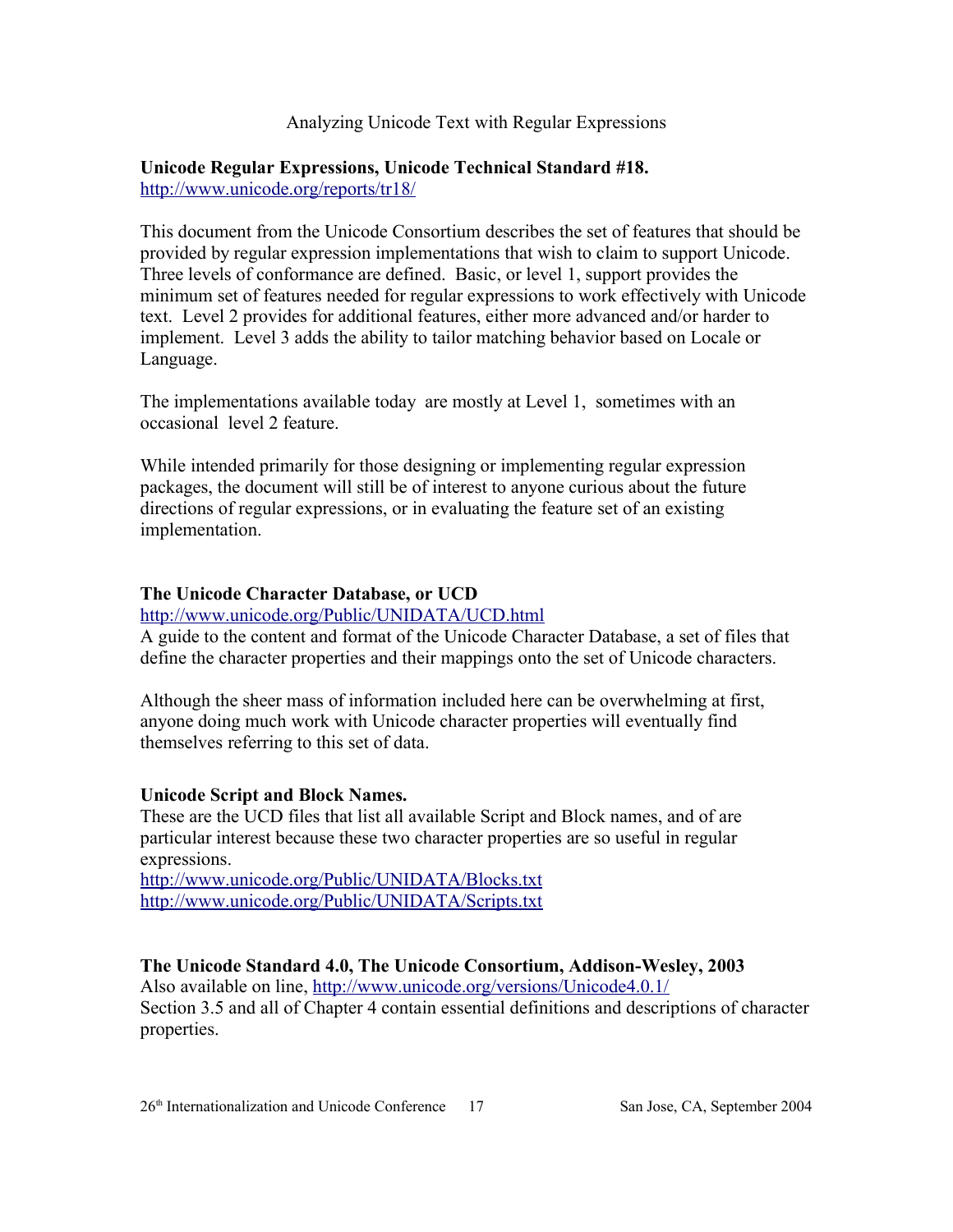**Unicode Regular Expressions, Unicode Technical Standard #18.**
http://www.unicode.org/reports/tr18/

This document from the Unicode Consortium describes the set of features that should be provided by regular expression implementations that wish to claim to support Unicode. Three levels of conformance are defined. Basic, or level 1, support provides the minimum set of features needed for regular expressions to work effectively with Unicode text. Level 2 provides for additional features, either more advanced and/or harder to implement. Level 3 adds the ability to tailor matching behavior based on Locale or Language.

The implementations available today are mostly at Level 1, sometimes with an occasional level 2 feature.

While intended primarily for those designing or implementing regular expression packages, the document will still be of interest to anyone curious about the future directions of regular expressions, or in evaluating the feature set of an existing implementation.

**The Unicode Character Database, or UCD**
http://www.unicode.org/Public/UNIDATA/UCD.html
A guide to the content and format of the Unicode Character Database, a set of files that define the character properties and their mappings onto the set of Unicode characters.

Although the sheer mass of information included here can be overwhelming at first, anyone doing much work with Unicode character properties will eventually find themselves referring to this set of data.

**Unicode Script and Block Names.**
These are the UCD files that list all available Script and Block names, and of are particular interest because these two character properties are so useful in regular expressions.
http://www.unicode.org/Public/UNIDATA/Blocks.txt
http://www.unicode.org/Public/UNIDATA/Scripts.txt

**The Unicode Standard 4.0, The Unicode Consortium, Addison-Wesley, 2003**
Also available on line, http://www.unicode.org/versions/Unicode4.0.1/
Section 3.5 and all of Chapter 4 contain essential definitions and descriptions of character properties.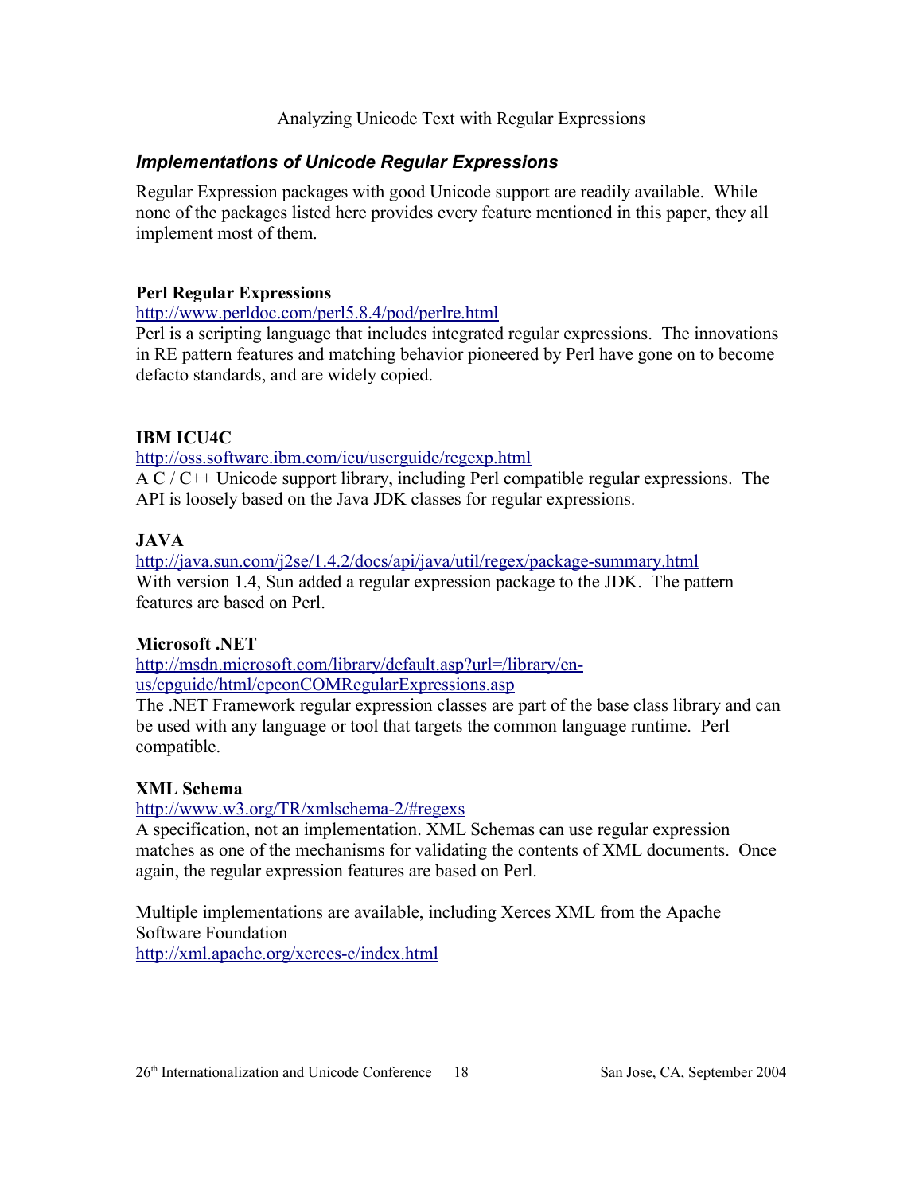## *Implementations of Unicode Regular Expressions*

Regular Expression packages with good Unicode support are readily available. While none of the packages listed here provides every feature mentioned in this paper, they all implement most of them.

**Perl Regular Expressions**

http://www.perldoc.com/perl5.8.4/pod/perlre.html

Perl is a scripting language that includes integrated regular expressions. The innovations in RE pattern features and matching behavior pioneered by Perl have gone on to become defacto standards, and are widely copied.

**IBM ICU4C**

http://oss.software.ibm.com/icu/userguide/regexp.html

A C / C++ Unicode support library, including Perl compatible regular expressions. The API is loosely based on the Java JDK classes for regular expressions.

**JAVA**

http://java.sun.com/j2se/1.4.2/docs/api/java/util/regex/package-summary.html

With version 1.4, Sun added a regular expression package to the JDK. The pattern features are based on Perl.

**Microsoft .NET**

http://msdn.microsoft.com/library/default.asp?url=/library/en-us/cpguide/html/cpconCOMRegularExpressions.asp

The .NET Framework regular expression classes are part of the base class library and can be used with any language or tool that targets the common language runtime. Perl compatible.

**XML Schema**

http://www.w3.org/TR/xmlschema-2/#regexs

A specification, not an implementation. XML Schemas can use regular expression matches as one of the mechanisms for validating the contents of XML documents. Once again, the regular expression features are based on Perl.

Multiple implementations are available, including Xerces XML from the Apache Software Foundation

http://xml.apache.org/xerces-c/index.html